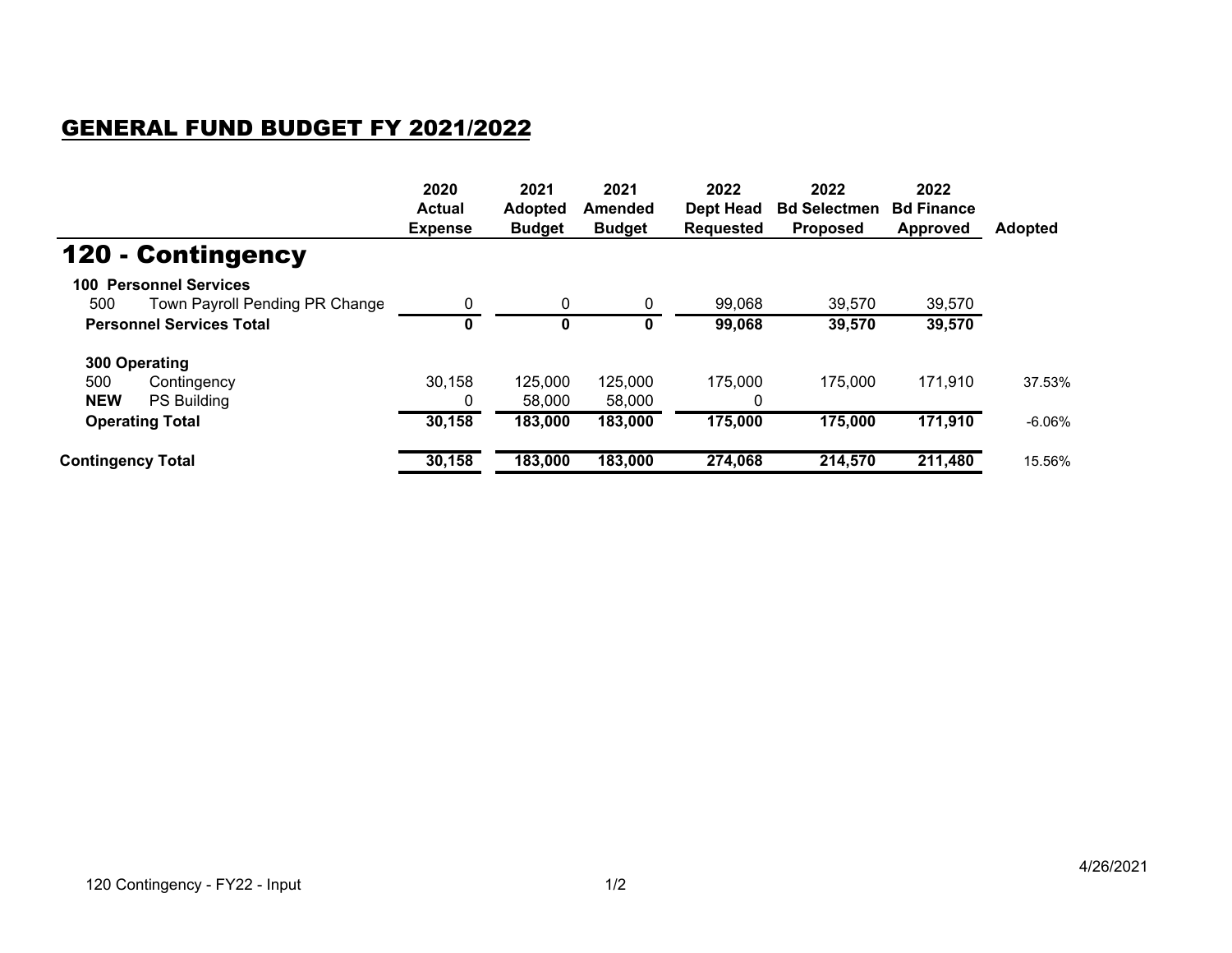## GENERAL FUND BUDGET FY 2021/2022

| | | 2020 Actual Expense | 2021 Adopted Budget | 2021 Amended Budget | 2022 Dept Head Requested | 2022 Bd Selectmen Proposed | 2022 Bd Finance Approved | Adopted |
|---|---|---|---|---|---|---|---|---|
| **120 - Contingency** | | | | | | | | |
| **100 Personnel Services** | | | | | | | | |
| 500 | Town Payroll Pending PR Change | 0 | 0 | 0 | 99,068 | 39,570 | 39,570 | |
| **Personnel Services Total** | | **0** | **0** | **0** | **99,068** | **39,570** | **39,570** | |
| **300 Operating** | | | | | | | | |
| 500 | Contingency | 30,158 | 125,000 | 125,000 | 175,000 | 175,000 | 171,910 | 37.53% |
| **NEW** | PS Building | 0 | 58,000 | 58,000 | 0 | | | |
| **Operating Total** | | **30,158** | **183,000** | **183,000** | **175,000** | **175,000** | **171,910** | -6.06% |
| **Contingency Total** | | **30,158** | **183,000** | **183,000** | **274,068** | **214,570** | **211,480** | 15.56% |

120 Contingency - FY22 - Input

4/26/2021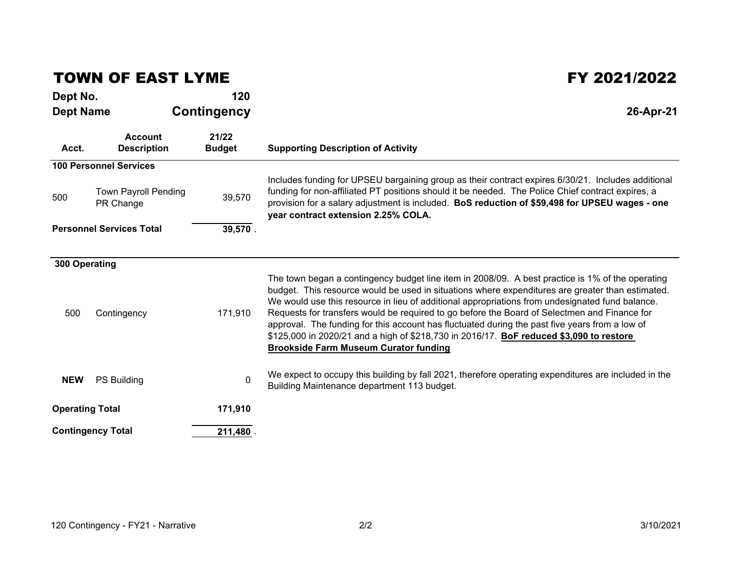# TOWN OF EAST LYME

# FY 2021/2022

**Dept No.** 120

**Dept Name** **Contingency**

**26-Apr-21**

| Acct. | Account Description | 21/22 Budget | Supporting Description of Activity |
|---|---|---|---|
| **100 Personnel Services** | | | |
| 500 | Town Payroll Pending PR Change | 39,570 | Includes funding for UPSEU bargaining group as their contract expires 6/30/21. Includes additional funding for non-affiliated PT positions should it be needed. The Police Chief contract expires, a provision for a salary adjustment is included. **BoS reduction of $59,498 for UPSEU wages - one year contract extension 2.25% COLA.** |
| **Personnel Services Total** | | **39,570** | |
| **300 Operating** | | | |
| 500 | Contingency | 171,910 | The town began a contingency budget line item in 2008/09. A best practice is 1% of the operating budget. This resource would be used in situations where expenditures are greater than estimated. We would use this resource in lieu of additional appropriations from undesignated fund balance. Requests for transfers would be required to go before the Board of Selectmen and Finance for approval. The funding for this account has fluctuated during the past five years from a low of $125,000 in 2020/21 and a high of $218,730 in 2016/17. **BoF reduced $3,090 to restore Brookside Farm Museum Curator funding** |
| **NEW** | PS Building | 0 | We expect to occupy this building by fall 2021, therefore operating expenditures are included in the Building Maintenance department 113 budget. |
| **Operating Total** | | **171,910** | |
| **Contingency Total** | | **211,480** | |